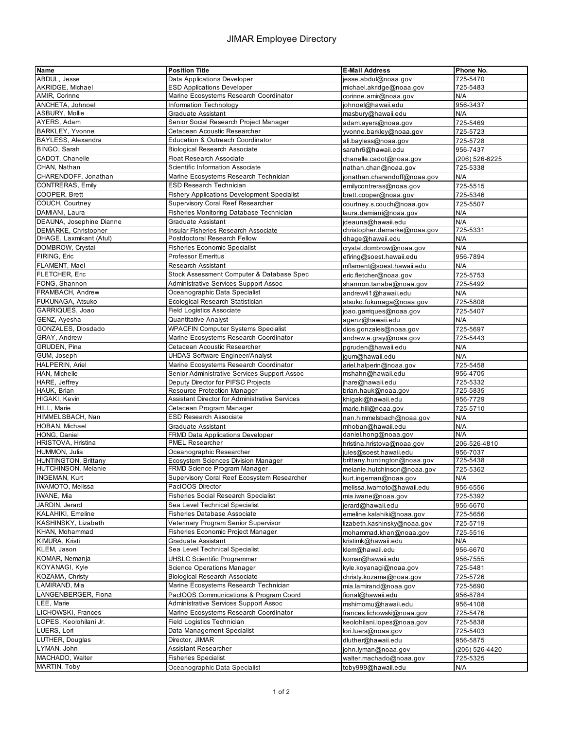# JIMAR Employee Directory

| Name | Position Title | E-Mail Address | Phone No. |
|---|---|---|---|
| ABDUL, Jesse | Data Applications Developer | jesse.abdul@noaa.gov | 725-5470 |
| AKRIDGE, Michael | ESD Applications Developer | michael.akridge@noaa.gov | 725-5483 |
| AMIR, Corinne | Marine Ecosystems Research Coordinator | corinne.amir@noaa.gov | N/A |
| ANCHETA, Johnoel | Information Technology | johnoel@hawaii.edu | 956-3437 |
| ASBURY, Mollie | Graduate Assistant | masbury@hawaii.edu | N/A |
| AYERS, Adam | Senior Social Research Project Manager | adam.ayers@noaa.gov | 725-5469 |
| BARKLEY, Yvonne | Cetacean Acoustic Researcher | yvonne.barkley@noaa.gov | 725-5723 |
| BAYLESS, Alexandra | Education & Outreach Coordinator | ali.bayless@noaa.gov | 725-5728 |
| BINGO, Sarah | Biological Research Associate | sarahr6@hawaii.edu | 956-7437 |
| CADOT, Chanelle | Float Research Associate | chanelle.cadot@noaa.gov | (206) 526-6225 |
| CHAN, Nathan | Scientific Information Associate | nathan.chan@noaa.gov | 725-5338 |
| CHARENDOFF, Jonathan | Marine Ecosystems Research Technician | jonathan.charendoff@noaa.gov | N/A |
| CONTRERAS, Emily | ESD Research Technician | emilycontreras@noaa.gov | 725-5515 |
| COOPER, Brett | Fishery Applications Development Specialist | brett.cooper@noaa.gov | 725-5346 |
| COUCH, Courtney | Supervisory Coral Reef Researcher | courtney.s.couch@noaa.gov | 725-5507 |
| DAMIANI, Laura | Fisheries Monitoring Database Technician | laura.damiani@noaa.gov | N/A |
| DEAUNA, Josephine Dianne | Graduate Assistant | jdeauna@hawaii.edu | N/A |
| DEMARKE, Christopher | Insular Fisheries Research Associate | christopher.demarke@noaa.gov | 725-5331 |
| DHAGE, Laxmikant (Atul) | Postdoctoral Research Fellow | dhage@hawaii.edu | N/A |
| DOMBROW, Crystal | Fisheries Economic Specialist | crystal.dombrow@noaa.gov | N/A |
| FIRING, Eric | Professor Emeritus | efiring@soest.hawaii.edu | 956-7894 |
| FLAMENT, Mael | Research Assistant | mflament@soest.hawaii.edu | N/A |
| FLETCHER, Eric | Stock Assessment Computer & Database Spec | eric.fletcher@noaa.gov | 725-5753 |
| FONG, Shannon | Administrative Services Support Assoc | shannon.tanabe@noaa.gov | 725-5492 |
| FRAMBACH, Andrew | Oceanographic Data Specialist | andrew41@hawaii.edu | N/A |
| FUKUNAGA, Atsuko | Ecological Research Statistician | atsuko.fukunaga@noaa.gov | 725-5808 |
| GARRIQUES, Joao | Field Logistics Associate | joao.garriques@noaa.gov | 725-5407 |
| GENZ, Ayesha | Quantitative Analyst | agenz@hawaii.edu | N/A |
| GONZALES, Diosdado | WPACFIN Computer Systems Specialist | dios.gonzales@noaa.gov | 725-5697 |
| GRAY, Andrew | Marine Ecosystems Research Coordinator | andrew.e.gray@noaa.gov | 725-5443 |
| GRUDEN, Pina | Cetacean Acoustic Researcher | pgruden@hawaii.edu | N/A |
| GUM, Joseph | UHDAS Software Engineer/Analyst | jgum@hawaii.edu | N/A |
| HALPERIN, Ariel | Marine Ecosystems Research Coordinator | ariel.halperin@noaa.gov | 725-5458 |
| HAN, Michelle | Senior Administrative Services Support Assoc | mshahn@hawaii.edu | 956-4705 |
| HARE, Jeffrey | Deputy Director for PIFSC Projects | jhare@hawaii.edu | 725-5332 |
| HAUK, Brian | Resource Protection Manager | brian.hauk@noaa.gov | 725-5835 |
| HIGAKI, Kevin | Assistant Director for Administrative Services | khigaki@hawaii.edu | 956-7729 |
| HILL, Marie | Cetacean Program Manager | marie.hill@noaa.gov | 725-5710 |
| HIMMELSBACH, Nan | ESD Research Associate | nan.himmelsbach@noaa.gov | N/A |
| HOBAN, Michael | Graduate Assistant | mhoban@hawaii.edu | N/A |
| HONG, Daniel | FRMD Data Applications Developer | daniel.hong@noaa.gov | N/A |
| HRISTOVA, Hristina | PMEL Researcher | hristina.hristova@noaa.gov | 206-526-4810 |
| HUMMON, Julia | Oceanographic Researcher | jules@soest.hawaii.edu | 956-7037 |
| HUNTINGTON, Brittany | Ecosystem Sciences Division Manager | brittany.huntington@noaa.gov | 725-5438 |
| HUTCHINSON, Melanie | FRMD Science Program Manager | melanie.hutchinson@noaa.gov | 725-5362 |
| INGEMAN, Kurt | Supervisory Coral Reef Ecosystem Researcher | kurt.ingeman@noaa.gov | N/A |
| IWAMOTO, Melissa | PacIOOS Director | melissa.iwamoto@hawaii.edu | 956-6556 |
| IWANE, Mia | Fisheries Social Research Specialist | mia.iwane@noaa.gov | 725-5392 |
| JARDIN, Jerard | Sea Level Technical Specialist | jerard@hawaii.edu | 956-6670 |
| KALAHIKI, Emeline | Fisheries Database Associate | emeline.kalahiki@noaa.gov | 725-5656 |
| KASHINSKY, Lizabeth | Veterinary Program Senior Supervisor | lizabeth.kashinsky@noaa.gov | 725-5719 |
| KHAN, Mohammad | Fisheries Economic Project Manager | mohammad.khan@noaa.gov | 725-5516 |
| KIMURA, Kristi | Graduate Assistant | kristimk@hawaii.edu | N/A |
| KLEM, Jason | Sea Level Technical Specialist | klem@hawaii.edu | 956-6670 |
| KOMAR, Nemanja | UHSLC Scientific Programmer | komar@hawaii.edu | 956-7555 |
| KOYANAGI, Kyle | Science Operations Manager | kyle.koyanagi@noaa.gov | 725-5481 |
| KOZAMA, Christy | Biological Research Associate | christy.kozama@noaa.gov | 725-5726 |
| LAMIRAND, Mia | Marine Ecosystems Research Technician | mia.lamirand@noaa.gov | 725-5690 |
| LANGENBERGER, Fiona | PacIOOS Communications & Program Coord | fional@hawaii.edu | 956-8784 |
| LEE, Marie | Administrative Services Support Assoc | mshimomu@hawaii.edu | 956-4108 |
| LICHOWSKI, Frances | Marine Ecosystems Research Coordinator | frances.lichowski@noaa.gov | 725-5476 |
| LOPES, Keolohilani Jr. | Field Logistics Technician | keolohilani.lopes@noaa.gov | 725-5838 |
| LUERS, Lori | Data Management Specialist | lori.luers@noaa.gov | 725-5403 |
| LUTHER, Douglas | Director, JIMAR | dluther@hawaii.edu | 956-5875 |
| LYMAN, John | Assistant Researcher | john.lyman@noaa.gov | (206) 526-4420 |
| MACHADO, Walter | Fisheries Specialist | walter.machado@noaa.gov | 725-5325 |
| MARTIN, Toby | Oceanographic Data Specialist | toby999@hawaii.edu | N/A |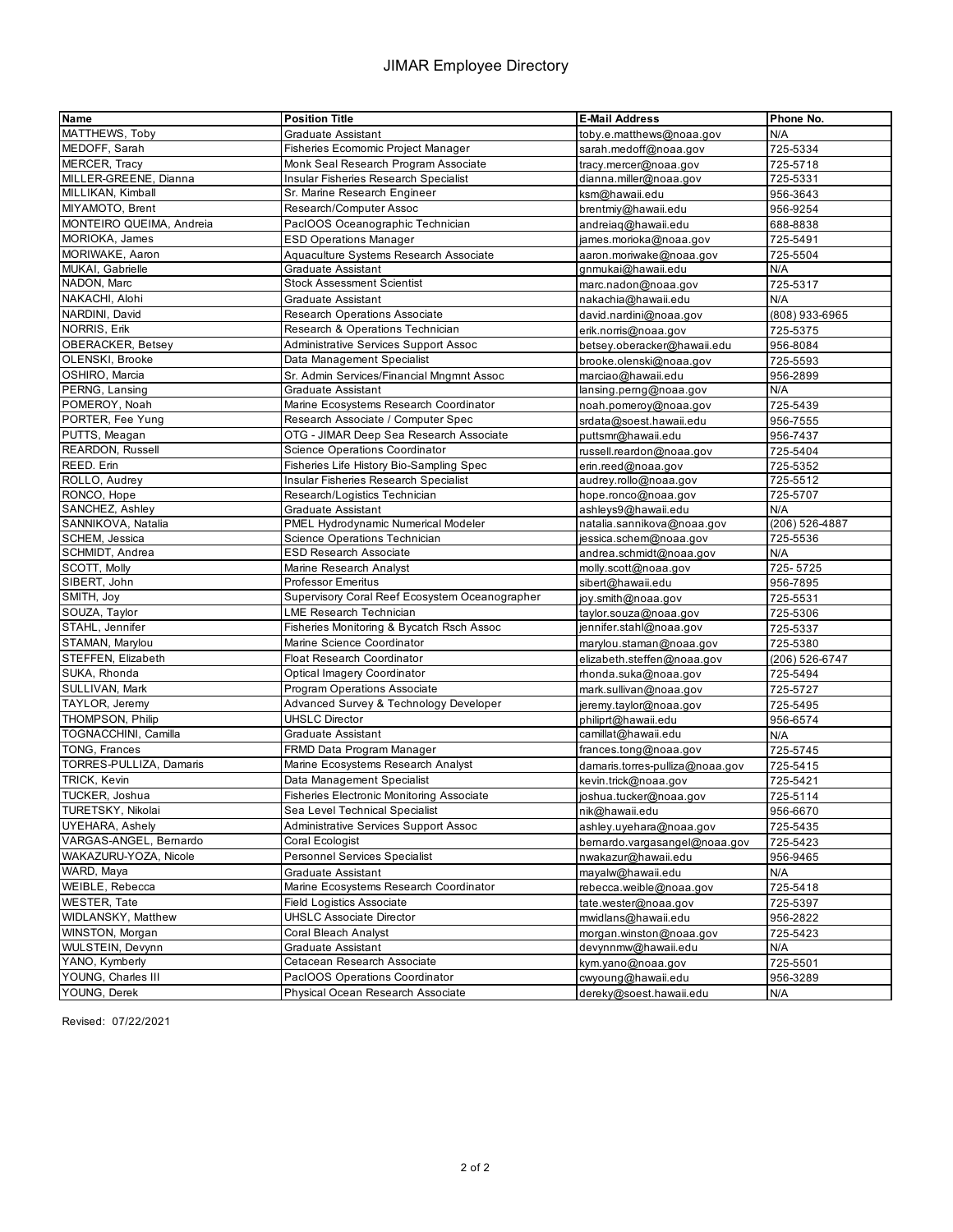# JIMAR Employee Directory

| Name | Position Title | E-Mail Address | Phone No. |
|---|---|---|---|
| MATTHEWS, Toby | Graduate Assistant | toby.e.matthews@noaa.gov | N/A |
| MEDOFF, Sarah | Fisheries Ecomomic Project Manager | sarah.medoff@noaa.gov | 725-5334 |
| MERCER, Tracy | Monk Seal Research Program Associate | tracy.mercer@noaa.gov | 725-5718 |
| MILLER-GREENE, Dianna | Insular Fisheries Research Specialist | dianna.miller@noaa.gov | 725-5331 |
| MILLIKAN, Kimball | Sr. Marine Research Engineer | ksm@hawaii.edu | 956-3643 |
| MIYAMOTO, Brent | Research/Computer Assoc | brentmiy@hawaii.edu | 956-9254 |
| MONTEIRO QUEIMA, Andreia | PacIOOS Oceanographic Technician | andreiaq@hawaii.edu | 688-8838 |
| MORIOKA, James | ESD Operations Manager | james.morioka@noaa.gov | 725-5491 |
| MORIWAKE, Aaron | Aquaculture Systems Research Associate | aaron.moriwake@noaa.gov | 725-5504 |
| MUKAI, Gabrielle | Graduate Assistant | gnmukai@hawaii.edu | N/A |
| NADON, Marc | Stock Assessment Scientist | marc.nadon@noaa.gov | 725-5317 |
| NAKACHI, Alohi | Graduate Assistant | nakachia@hawaii.edu | N/A |
| NARDINI, David | Research Operations Associate | david.nardini@noaa.gov | (808) 933-6965 |
| NORRIS, Erik | Research & Operations Technician | erik.norris@noaa.gov | 725-5375 |
| OBERACKER, Betsey | Administrative Services Support Assoc | betsey.oberacker@hawaii.edu | 956-8084 |
| OLENSKI, Brooke | Data Management Specialist | brooke.olenski@noaa.gov | 725-5593 |
| OSHIRO, Marcia | Sr. Admin Services/Financial Mngmnt Assoc | marciao@hawaii.edu | 956-2899 |
| PERNG, Lansing | Graduate Assistant | lansing.perng@noaa.gov | N/A |
| POMEROY, Noah | Marine Ecosystems Research Coordinator | noah.pomeroy@noaa.gov | 725-5439 |
| PORTER, Fee Yung | Research Associate / Computer Spec | srdata@soest.hawaii.edu | 956-7555 |
| PUTTS, Meagan | OTG - JIMAR Deep Sea Research Associate | puttsmr@hawaii.edu | 956-7437 |
| REARDON, Russell | Science Operations Coordinator | russell.reardon@noaa.gov | 725-5404 |
| REED. Erin | Fisheries Life History Bio-Sampling Spec | erin.reed@noaa.gov | 725-5352 |
| ROLLO, Audrey | Insular Fisheries Research Specialist | audrey.rollo@noaa.gov | 725-5512 |
| RONCO, Hope | Research/Logistics Technician | hope.ronco@noaa.gov | 725-5707 |
| SANCHEZ, Ashley | Graduate Assistant | ashleys9@hawaii.edu | N/A |
| SANNIKOVA, Natalia | PMEL Hydrodynamic Numerical Modeler | natalia.sannikova@noaa.gov | (206) 526-4887 |
| SCHEM, Jessica | Science Operations Technician | jessica.schem@noaa.gov | 725-5536 |
| SCHMIDT, Andrea | ESD Research Associate | andrea.schmidt@noaa.gov | N/A |
| SCOTT, Molly | Marine Research Analyst | molly.scott@noaa.gov | 725- 5725 |
| SIBERT, John | Professor Emeritus | sibert@hawaii.edu | 956-7895 |
| SMITH, Joy | Supervisory Coral Reef Ecosystem Oceanographer | joy.smith@noaa.gov | 725-5531 |
| SOUZA, Taylor | LME Research Technician | taylor.souza@noaa.gov | 725-5306 |
| STAHL, Jennifer | Fisheries Monitoring & Bycatch Rsch Assoc | jennifer.stahl@noaa.gov | 725-5337 |
| STAMAN, Marylou | Marine Science Coordinator | marylou.staman@noaa.gov | 725-5380 |
| STEFFEN, Elizabeth | Float Research Coordinator | elizabeth.steffen@noaa.gov | (206) 526-6747 |
| SUKA, Rhonda | Optical Imagery Coordinator | rhonda.suka@noaa.gov | 725-5494 |
| SULLIVAN, Mark | Program Operations Associate | mark.sullivan@noaa.gov | 725-5727 |
| TAYLOR, Jeremy | Advanced Survey & Technology Developer | jeremy.taylor@noaa.gov | 725-5495 |
| THOMPSON, Philip | UHSLC Director | philiprt@hawaii.edu | 956-6574 |
| TOGNACCHINI, Camilla | Graduate Assistant | camillat@hawaii.edu | N/A |
| TONG, Frances | FRMD Data Program Manager | frances.tong@noaa.gov | 725-5745 |
| TORRES-PULLIZA, Damaris | Marine Ecosystems Research Analyst | damaris.torres-pulliza@noaa.gov | 725-5415 |
| TRICK, Kevin | Data Management Specialist | kevin.trick@noaa.gov | 725-5421 |
| TUCKER, Joshua | Fisheries Electronic Monitoring Associate | joshua.tucker@noaa.gov | 725-5114 |
| TURETSKY, Nikolai | Sea Level Technical Specialist | nik@hawaii.edu | 956-6670 |
| UYEHARA, Ashely | Administrative Services Support Assoc | ashley.uyehara@noaa.gov | 725-5435 |
| VARGAS-ANGEL, Bernardo | Coral Ecologist | bernardo.vargasangel@noaa.gov | 725-5423 |
| WAKAZURU-YOZA, Nicole | Personnel Services Specialist | nwakazur@hawaii.edu | 956-9465 |
| WARD, Maya | Graduate Assistant | mayalw@hawaii.edu | N/A |
| WEIBLE, Rebecca | Marine Ecosystems Research Coordinator | rebecca.weible@noaa.gov | 725-5418 |
| WESTER, Tate | Field Logistics Associate | tate.wester@noaa.gov | 725-5397 |
| WIDLANSKY, Matthew | UHSLC Associate Director | mwidlans@hawaii.edu | 956-2822 |
| WINSTON, Morgan | Coral Bleach Analyst | morgan.winston@noaa.gov | 725-5423 |
| WULSTEIN, Devynn | Graduate Assistant | devynnmw@hawaii.edu | N/A |
| YANO, Kymberly | Cetacean Research Associate | kym.yano@noaa.gov | 725-5501 |
| YOUNG, Charles III | PacIOOS Operations Coordinator | cwyoung@hawaii.edu | 956-3289 |
| YOUNG, Derek | Physical Ocean Research Associate | dereky@soest.hawaii.edu | N/A |

Revised: 07/22/2021